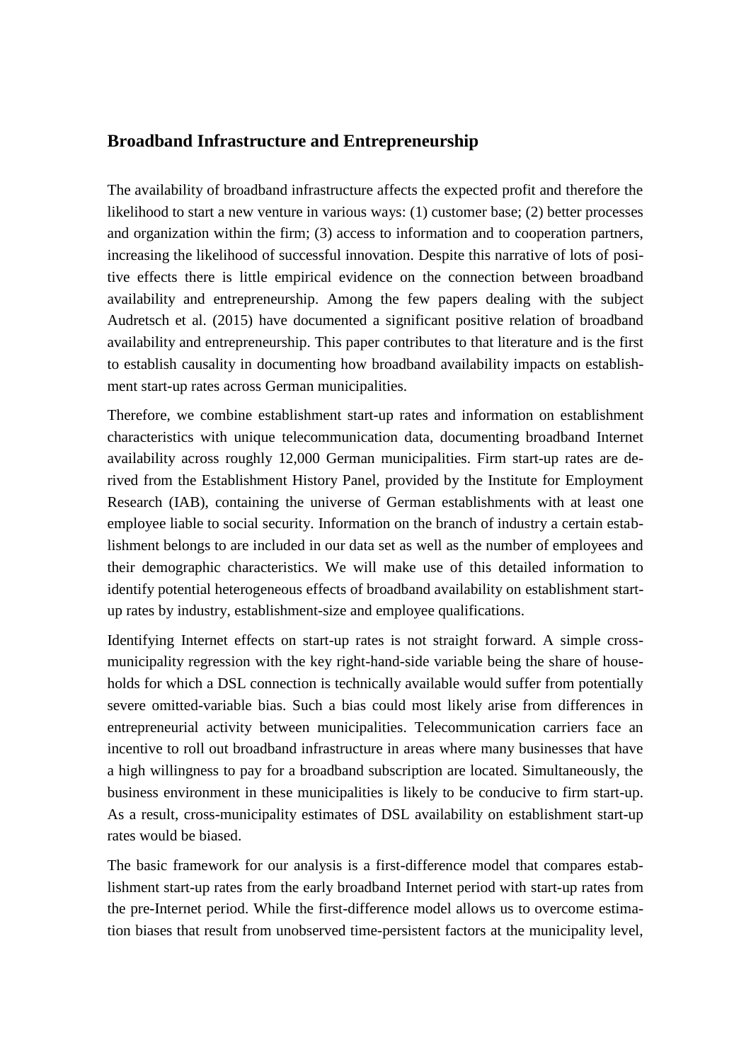## Broadband Infrastructure and Entrepreneurship

The availability of broadband infrastructure affects the expected profit and therefore the likelihood to start a new venture in various ways: (1) customer base; (2) better processes and organization within the firm; (3) access to information and to cooperation partners, increasing the likelihood of successful innovation. Despite this narrative of lots of positive effects there is little empirical evidence on the connection between broadband availability and entrepreneurship. Among the few papers dealing with the subject Audretsch et al. (2015) have documented a significant positive relation of broadband availability and entrepreneurship. This paper contributes to that literature and is the first to establish causality in documenting how broadband availability impacts on establishment start-up rates across German municipalities.

Therefore, we combine establishment start-up rates and information on establishment characteristics with unique telecommunication data, documenting broadband Internet availability across roughly 12,000 German municipalities. Firm start-up rates are derived from the Establishment History Panel, provided by the Institute for Employment Research (IAB), containing the universe of German establishments with at least one employee liable to social security. Information on the branch of industry a certain establishment belongs to are included in our data set as well as the number of employees and their demographic characteristics. We will make use of this detailed information to identify potential heterogeneous effects of broadband availability on establishment start-up rates by industry, establishment-size and employee qualifications.

Identifying Internet effects on start-up rates is not straight forward. A simple cross-municipality regression with the key right-hand-side variable being the share of households for which a DSL connection is technically available would suffer from potentially severe omitted-variable bias. Such a bias could most likely arise from differences in entrepreneurial activity between municipalities. Telecommunication carriers face an incentive to roll out broadband infrastructure in areas where many businesses that have a high willingness to pay for a broadband subscription are located. Simultaneously, the business environment in these municipalities is likely to be conducive to firm start-up. As a result, cross-municipality estimates of DSL availability on establishment start-up rates would be biased.

The basic framework for our analysis is a first-difference model that compares establishment start-up rates from the early broadband Internet period with start-up rates from the pre-Internet period. While the first-difference model allows us to overcome estimation biases that result from unobserved time-persistent factors at the municipality level,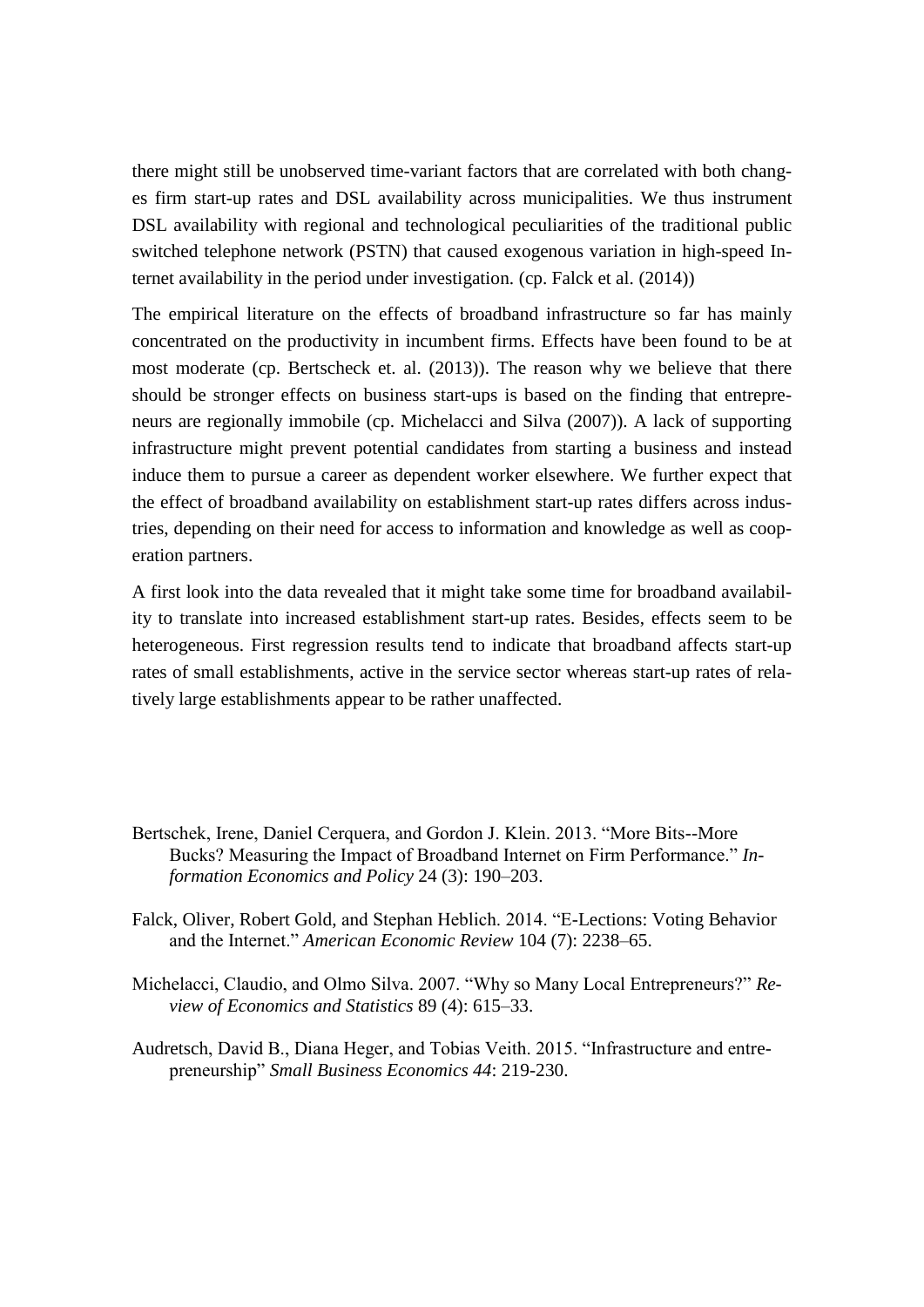there might still be unobserved time-variant factors that are correlated with both changes firm start-up rates and DSL availability across municipalities. We thus instrument DSL availability with regional and technological peculiarities of the traditional public switched telephone network (PSTN) that caused exogenous variation in high-speed Internet availability in the period under investigation. (cp. Falck et al. (2014))

The empirical literature on the effects of broadband infrastructure so far has mainly concentrated on the productivity in incumbent firms. Effects have been found to be at most moderate (cp. Bertscheck et. al. (2013)). The reason why we believe that there should be stronger effects on business start-ups is based on the finding that entrepreneurs are regionally immobile (cp. Michelacci and Silva (2007)). A lack of supporting infrastructure might prevent potential candidates from starting a business and instead induce them to pursue a career as dependent worker elsewhere. We further expect that the effect of broadband availability on establishment start-up rates differs across industries, depending on their need for access to information and knowledge as well as cooperation partners.

A first look into the data revealed that it might take some time for broadband availability to translate into increased establishment start-up rates. Besides, effects seem to be heterogeneous. First regression results tend to indicate that broadband affects start-up rates of small establishments, active in the service sector whereas start-up rates of relatively large establishments appear to be rather unaffected.

Bertschek, Irene, Daniel Cerquera, and Gordon J. Klein. 2013. "More Bits--More Bucks? Measuring the Impact of Broadband Internet on Firm Performance." *Information Economics and Policy* 24 (3): 190–203.

Falck, Oliver, Robert Gold, and Stephan Heblich. 2014. "E-Lections: Voting Behavior and the Internet." *American Economic Review* 104 (7): 2238–65.

Michelacci, Claudio, and Olmo Silva. 2007. "Why so Many Local Entrepreneurs?" *Review of Economics and Statistics* 89 (4): 615–33.

Audretsch, David B., Diana Heger, and Tobias Veith. 2015. "Infrastructure and entrepreneurship" *Small Business Economics 44*: 219-230.